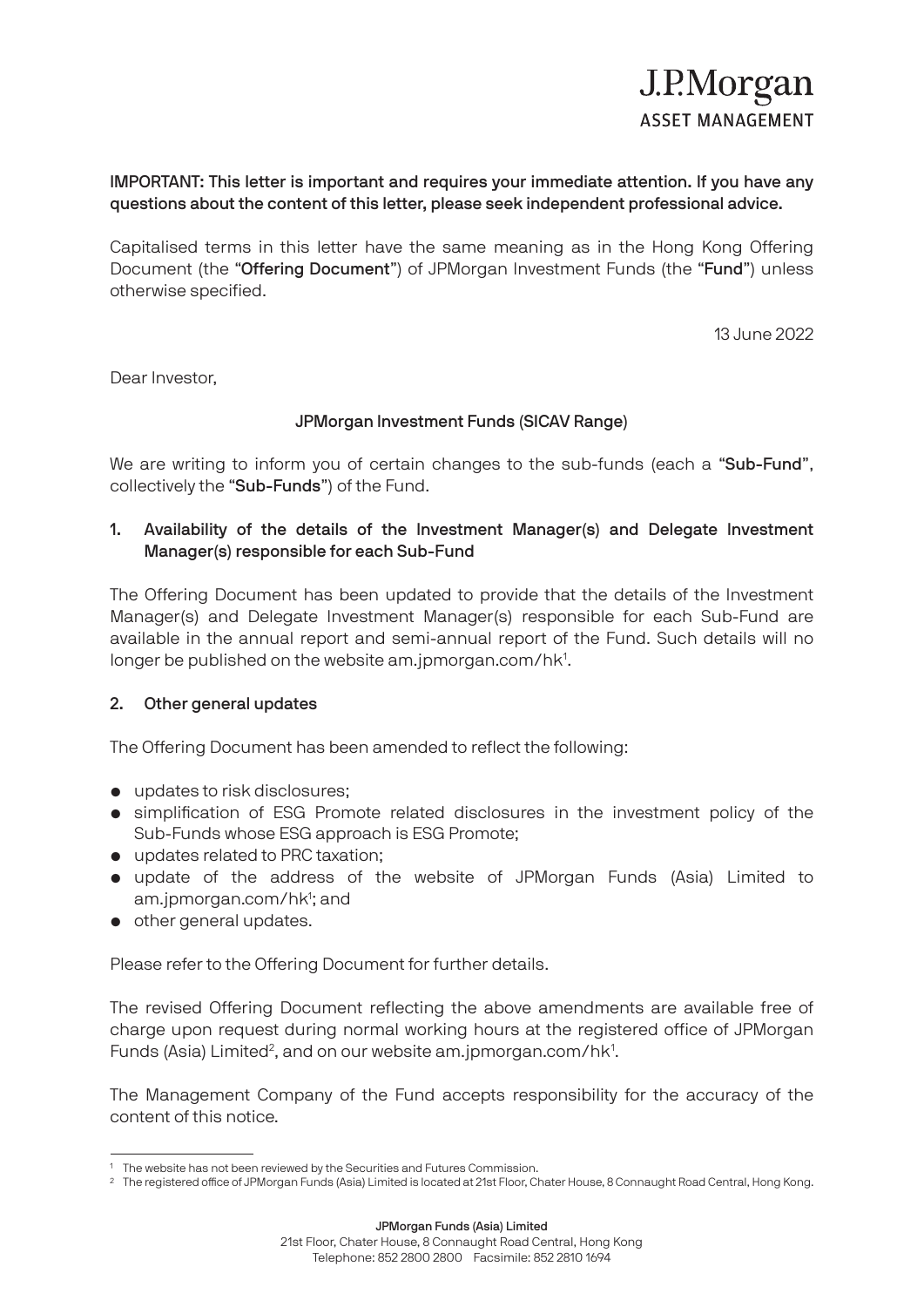J.P.Morgan
ASSET MANAGEMENT

**IMPORTANT: This letter is important and requires your immediate attention. If you have any questions about the content of this letter, please seek independent professional advice.**

Capitalised terms in this letter have the same meaning as in the Hong Kong Offering Document (the "**Offering Document**") of JPMorgan Investment Funds (the "**Fund**") unless otherwise specified.

13 June 2022

Dear Investor,

**JPMorgan Investment Funds (SICAV Range)**

We are writing to inform you of certain changes to the sub-funds (each a "**Sub-Fund**", collectively the "**Sub-Funds**") of the Fund.

## 1. Availability of the details of the Investment Manager(s) and Delegate Investment Manager(s) responsible for each Sub-Fund

The Offering Document has been updated to provide that the details of the Investment Manager(s) and Delegate Investment Manager(s) responsible for each Sub-Fund are available in the annual report and semi-annual report of the Fund. Such details will no longer be published on the website am.jpmorgan.com/hk[1].

## 2. Other general updates

The Offering Document has been amended to reflect the following:

- updates to risk disclosures;
- simplification of ESG Promote related disclosures in the investment policy of the Sub-Funds whose ESG approach is ESG Promote;
- updates related to PRC taxation;
- update of the address of the website of JPMorgan Funds (Asia) Limited to am.jpmorgan.com/hk[1]; and
- other general updates.

Please refer to the Offering Document for further details.

The revised Offering Document reflecting the above amendments are available free of charge upon request during normal working hours at the registered office of JPMorgan Funds (Asia) Limited[2], and on our website am.jpmorgan.com/hk[1].

The Management Company of the Fund accepts responsibility for the accuracy of the content of this notice.

---

[1] The website has not been reviewed by the Securities and Futures Commission.

[2] The registered office of JPMorgan Funds (Asia) Limited is located at 21st Floor, Chater House, 8 Connaught Road Central, Hong Kong.

**JPMorgan Funds (Asia) Limited**
21st Floor, Chater House, 8 Connaught Road Central, Hong Kong
Telephone: 852 2800 2800 Facsimile: 852 2810 1694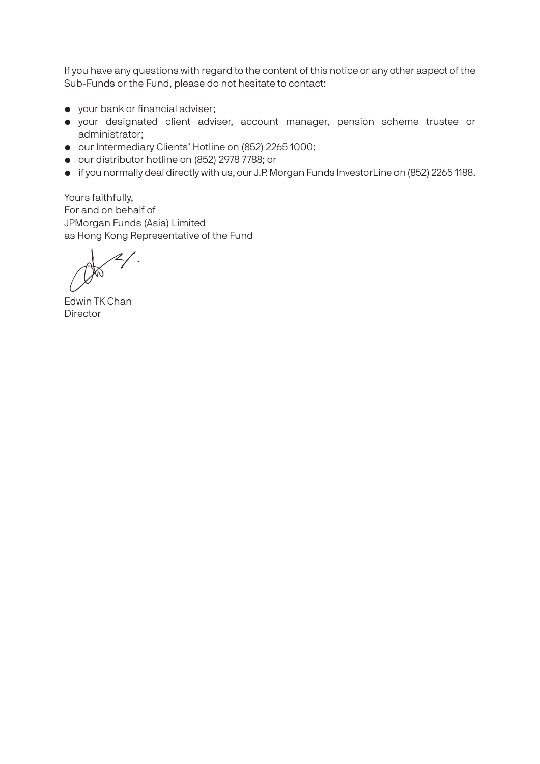If you have any questions with regard to the content of this notice or any other aspect of the Sub-Funds or the Fund, please do not hesitate to contact:

- your bank or financial adviser;
- your designated client adviser, account manager, pension scheme trustee or administrator;
- our Intermediary Clients' Hotline on (852) 2265 1000;
- our distributor hotline on (852) 2978 7788; or
- if you normally deal directly with us, our J.P. Morgan Funds InvestorLine on (852) 2265 1188.

Yours faithfully,
For and on behalf of
JPMorgan Funds (Asia) Limited
as Hong Kong Representative of the Fund

Edwin TK Chan
Director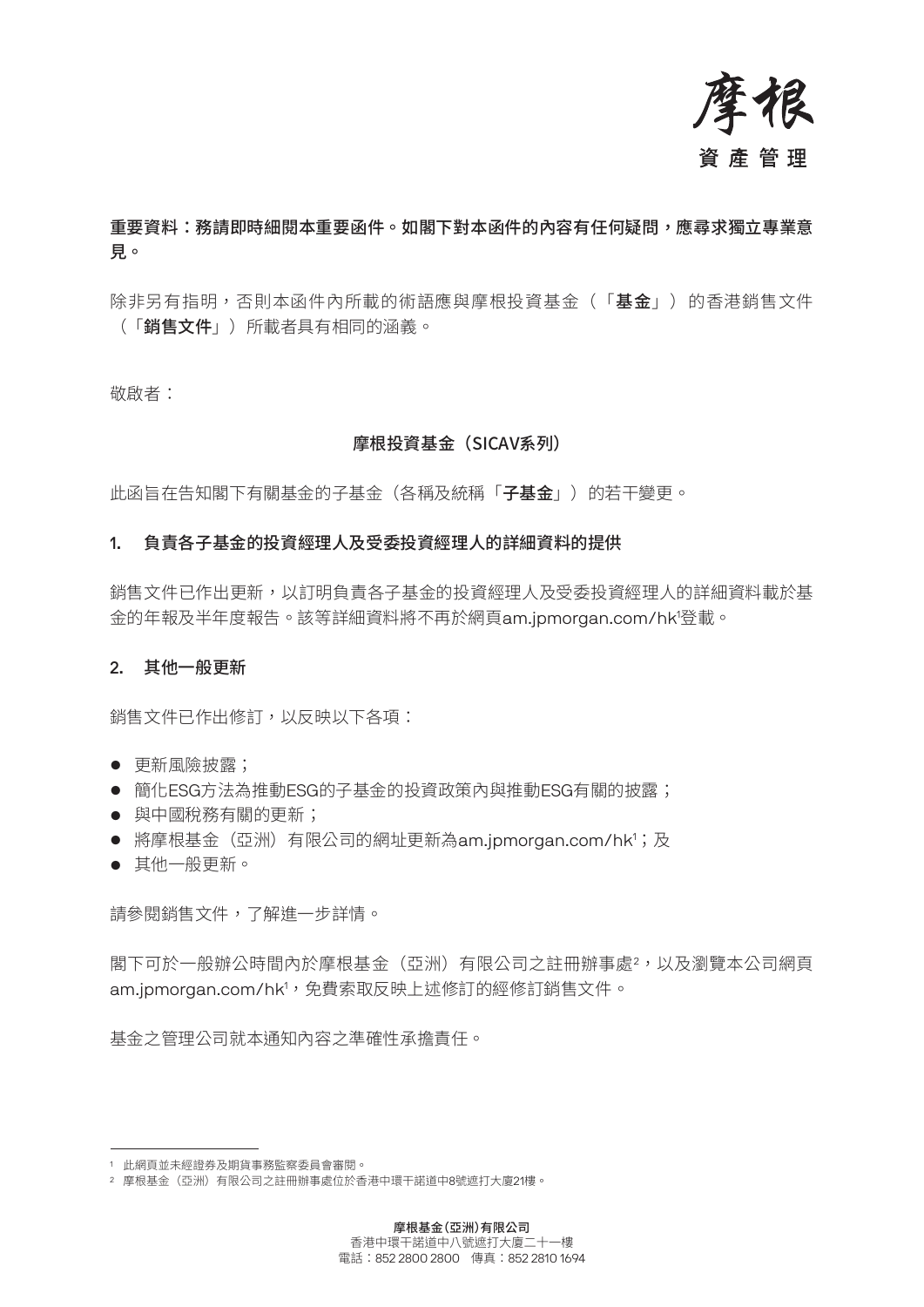**重要資料：務請即時細閱本重要函件。如閣下對本函件的內容有任何疑問，應尋求獨立專業意見。**

除非另有指明，否則本函件內所載的術語應與摩根投資基金（「**基金**」）的香港銷售文件（「**銷售文件**」）所載者具有相同的涵義。

敬啟者：

**摩根投資基金（SICAV系列）**

此函旨在告知閣下有關基金的子基金（各稱及統稱「**子基金**」）的若干變更。

## 1. 負責各子基金的投資經理人及受委投資經理人的詳細資料的提供

銷售文件已作出更新，以訂明負責各子基金的投資經理人及受委投資經理人的詳細資料載於基金的年報及半年度報告。該等詳細資料將不再於網頁am.jpmorgan.com/hk[1]登載。

## 2. 其他一般更新

銷售文件已作出修訂，以反映以下各項：

- 更新風險披露；
- 簡化ESG方法為推動ESG的子基金的投資政策內與推動ESG有關的披露；
- 與中國稅務有關的更新；
- 將摩根基金（亞洲）有限公司的網址更新為am.jpmorgan.com/hk[1]；及
- 其他一般更新。

請參閱銷售文件，了解進一步詳情。

閣下可於一般辦公時間內於摩根基金（亞洲）有限公司之註冊辦事處[2]，以及瀏覽本公司網頁am.jpmorgan.com/hk[1]，免費索取反映上述修訂的經修訂銷售文件。

基金之管理公司就本通知內容之準確性承擔責任。

---

[1] 此網頁並未經證券及期貨事務監察委員會審閱。

[2] 摩根基金（亞洲）有限公司之註冊辦事處位於香港中環干諾道中8號遮打大廈21樓。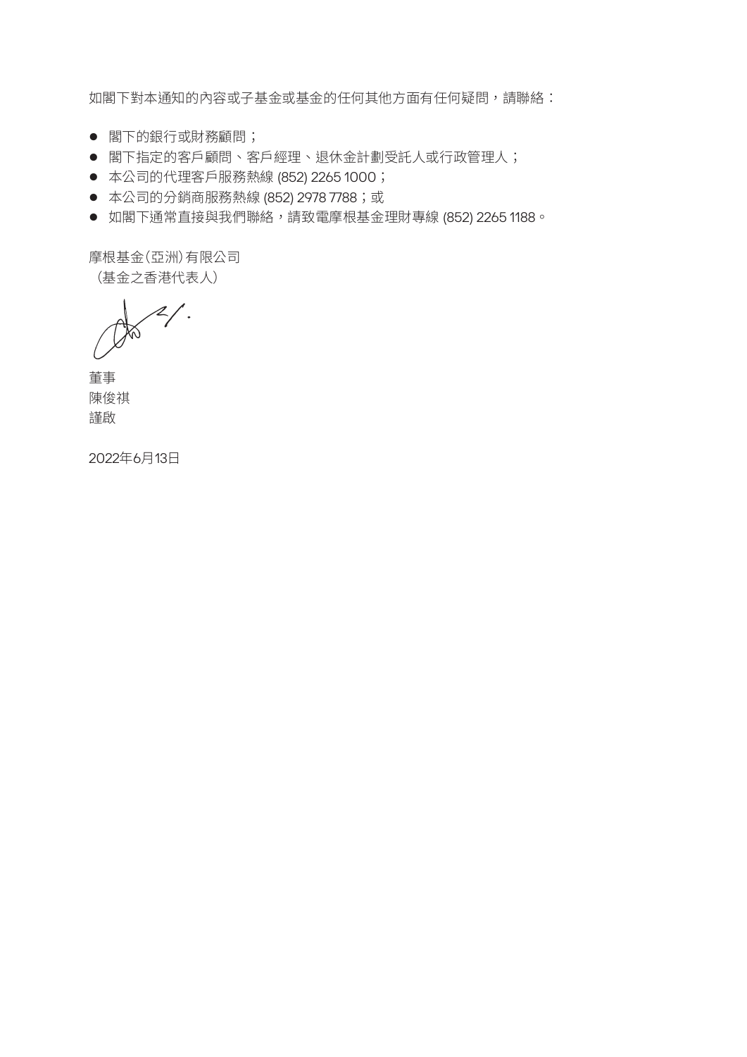如閣下對本通知的內容或子基金或基金的任何其他方面有任何疑問，請聯絡：

- 閣下的銀行或財務顧問；
- 閣下指定的客戶顧問、客戶經理、退休金計劃受託人或行政管理人；
- 本公司的代理客戶服務熱線 (852) 2265 1000；
- 本公司的分銷商服務熱線 (852) 2978 7788；或
- 如閣下通常直接與我們聯絡，請致電摩根基金理財專線 (852) 2265 1188。

摩根基金(亞洲)有限公司
（基金之香港代表人）

董事
陳俊祺
謹啟

2022年6月13日